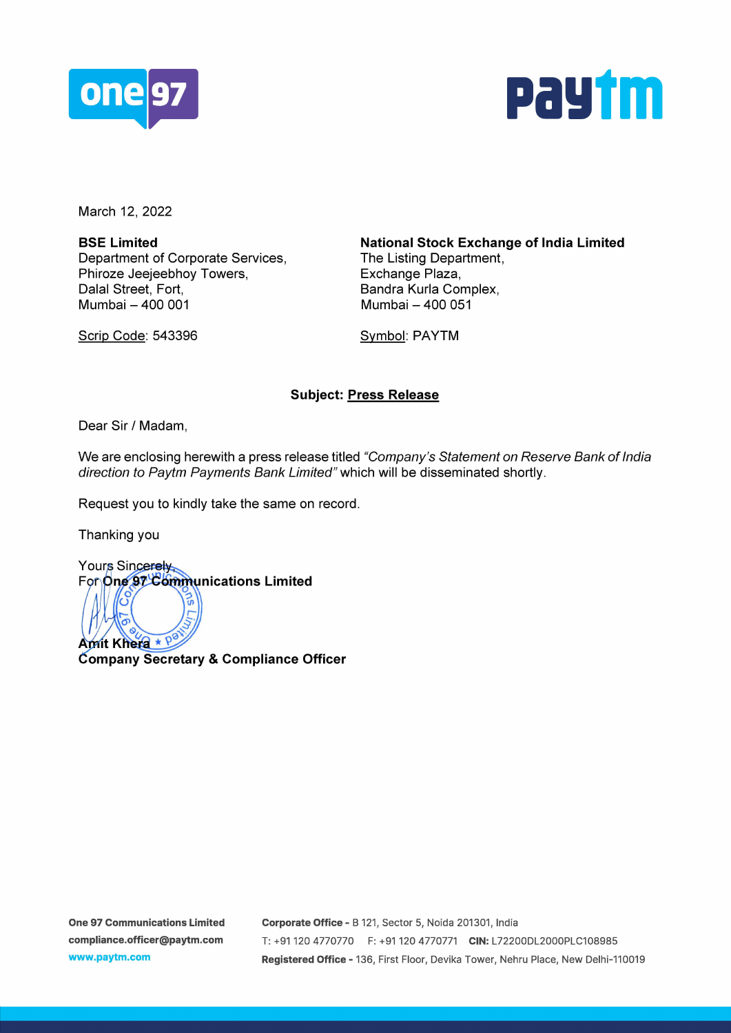March 12, 2022

**BSE Limited**
Department of Corporate Services,
Phiroze Jeejeebhoy Towers,
Dalal Street, Fort,
Mumbai – 400 001

Scrip Code: 543396

**National Stock Exchange of India Limited**
The Listing Department,
Exchange Plaza,
Bandra Kurla Complex,
Mumbai – 400 051

Symbol: PAYTM

**Subject: Press Release**

Dear Sir / Madam,

We are enclosing herewith a press release titled *"Company's Statement on Reserve Bank of India direction to Paytm Payments Bank Limited"* which will be disseminated shortly.

Request you to kindly take the same on record.

Thanking you

Yours Sincerely,
**For One 97 Communications Limited**

**Amit Khera**
**Company Secretary & Compliance Officer**

**One 97 Communications Limited**
**compliance.officer@paytm.com**
**www.paytm.com**

**Corporate Office -** B 121, Sector 5, Noida 201301, India
T: +91 120 4770770 F: +91 120 4770771 **CIN:** L72200DL2000PLC108985
**Registered Office -** 136, First Floor, Devika Tower, Nehru Place, New Delhi-110019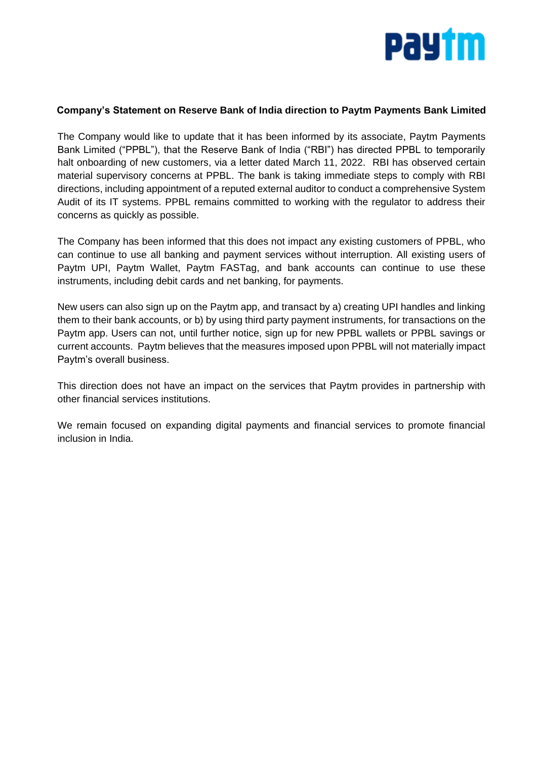**Company's Statement on Reserve Bank of India direction to Paytm Payments Bank Limited**

The Company would like to update that it has been informed by its associate, Paytm Payments Bank Limited ("PPBL"), that the Reserve Bank of India ("RBI") has directed PPBL to temporarily halt onboarding of new customers, via a letter dated March 11, 2022. RBI has observed certain material supervisory concerns at PPBL. The bank is taking immediate steps to comply with RBI directions, including appointment of a reputed external auditor to conduct a comprehensive System Audit of its IT systems. PPBL remains committed to working with the regulator to address their concerns as quickly as possible.

The Company has been informed that this does not impact any existing customers of PPBL, who can continue to use all banking and payment services without interruption. All existing users of Paytm UPI, Paytm Wallet, Paytm FASTag, and bank accounts can continue to use these instruments, including debit cards and net banking, for payments.

New users can also sign up on the Paytm app, and transact by a) creating UPI handles and linking them to their bank accounts, or b) by using third party payment instruments, for transactions on the Paytm app. Users can not, until further notice, sign up for new PPBL wallets or PPBL savings or current accounts. Paytm believes that the measures imposed upon PPBL will not materially impact Paytm's overall business.

This direction does not have an impact on the services that Paytm provides in partnership with other financial services institutions.

We remain focused on expanding digital payments and financial services to promote financial inclusion in India.